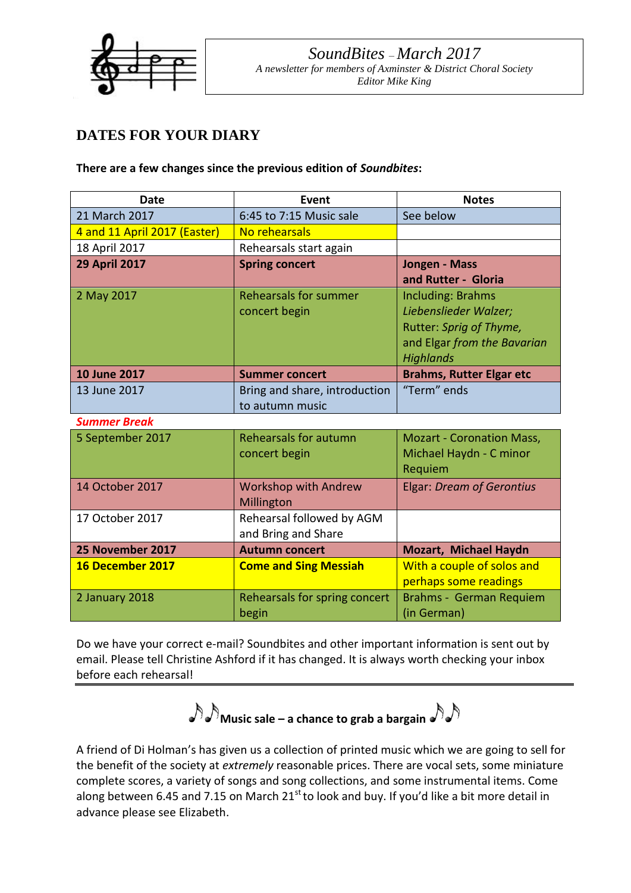*SoundBites – March 2017*

*A newsletter for members of Axminster & District Choral Society*

*Editor Mike King*

## DATES FOR YOUR DIARY

**There are a few changes since the previous edition of *Soundbites*:**

| Date | Event | Notes |
|---|---|---|
| 21 March 2017 | 6:45 to 7:15 Music sale | See below |
| 4 and 11 April 2017 (Easter) | No rehearsals | |
| 18 April 2017 | Rehearsals start again | |
| **29 April 2017** | **Spring concert** | **Jongen - Mass and Rutter - Gloria** |
| 2 May 2017 | Rehearsals for summer concert begin | Including: Brahms *Liebenslieder Walzer;* Rutter: *Sprig of Thyme,* and Elgar *from the Bavarian Highlands* |
| **10 June 2017** | **Summer concert** | **Brahms, Rutter Elgar etc** |
| 13 June 2017 | Bring and share, introduction to autumn music | "Term" ends |
| ***Summer Break*** | | |
| 5 September 2017 | Rehearsals for autumn concert begin | Mozart - Coronation Mass, Michael Haydn - C minor Requiem |
| 14 October 2017 | Workshop with Andrew Millington | Elgar: *Dream of Gerontius* |
| 17 October 2017 | Rehearsal followed by AGM and Bring and Share | |
| **25 November 2017** | **Autumn concert** | **Mozart, Michael Haydn** |
| **16 December 2017** | **Come and Sing Messiah** | With a couple of solos and perhaps some readings |
| 2 January 2018 | Rehearsals for spring concert begin | Brahms - German Requiem (in German) |

Do we have your correct e-mail? Soundbites and other important information is sent out by email. Please tell Christine Ashford if it has changed. It is always worth checking your inbox before each rehearsal!

### ♪♪ Music sale – a chance to grab a bargain ♪♪

A friend of Di Holman's has given us a collection of printed music which we are going to sell for the benefit of the society at *extremely* reasonable prices. There are vocal sets, some miniature complete scores, a variety of songs and song collections, and some instrumental items. Come along between 6.45 and 7.15 on March 21st to look and buy. If you'd like a bit more detail in advance please see Elizabeth.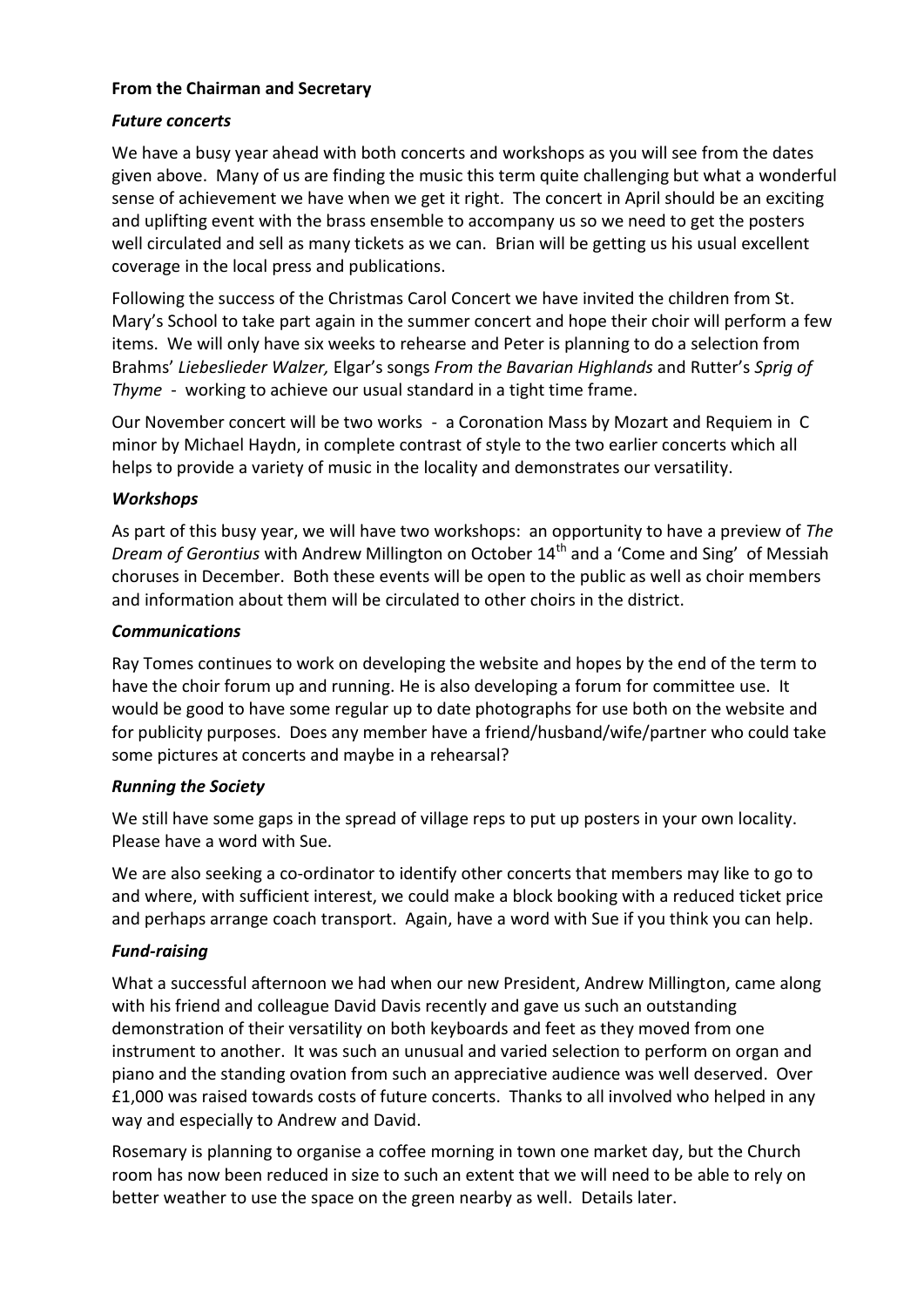**From the Chairman and Secretary**

***Future concerts***

We have a busy year ahead with both concerts and workshops as you will see from the dates given above. Many of us are finding the music this term quite challenging but what a wonderful sense of achievement we have when we get it right. The concert in April should be an exciting and uplifting event with the brass ensemble to accompany us so we need to get the posters well circulated and sell as many tickets as we can. Brian will be getting us his usual excellent coverage in the local press and publications.

Following the success of the Christmas Carol Concert we have invited the children from St. Mary's School to take part again in the summer concert and hope their choir will perform a few items. We will only have six weeks to rehearse and Peter is planning to do a selection from Brahms' *Liebeslieder Walzer,* Elgar's songs *From the Bavarian Highlands* and Rutter's *Sprig of Thyme* - working to achieve our usual standard in a tight time frame.

Our November concert will be two works - a Coronation Mass by Mozart and Requiem in C minor by Michael Haydn, in complete contrast of style to the two earlier concerts which all helps to provide a variety of music in the locality and demonstrates our versatility.

***Workshops***

As part of this busy year, we will have two workshops: an opportunity to have a preview of *The Dream of Gerontius* with Andrew Millington on October 14th and a 'Come and Sing' of Messiah choruses in December. Both these events will be open to the public as well as choir members and information about them will be circulated to other choirs in the district.

***Communications***

Ray Tomes continues to work on developing the website and hopes by the end of the term to have the choir forum up and running. He is also developing a forum for committee use. It would be good to have some regular up to date photographs for use both on the website and for publicity purposes. Does any member have a friend/husband/wife/partner who could take some pictures at concerts and maybe in a rehearsal?

***Running the Society***

We still have some gaps in the spread of village reps to put up posters in your own locality. Please have a word with Sue.

We are also seeking a co-ordinator to identify other concerts that members may like to go to and where, with sufficient interest, we could make a block booking with a reduced ticket price and perhaps arrange coach transport. Again, have a word with Sue if you think you can help.

***Fund-raising***

What a successful afternoon we had when our new President, Andrew Millington, came along with his friend and colleague David Davis recently and gave us such an outstanding demonstration of their versatility on both keyboards and feet as they moved from one instrument to another. It was such an unusual and varied selection to perform on organ and piano and the standing ovation from such an appreciative audience was well deserved. Over £1,000 was raised towards costs of future concerts. Thanks to all involved who helped in any way and especially to Andrew and David.

Rosemary is planning to organise a coffee morning in town one market day, but the Church room has now been reduced in size to such an extent that we will need to be able to rely on better weather to use the space on the green nearby as well. Details later.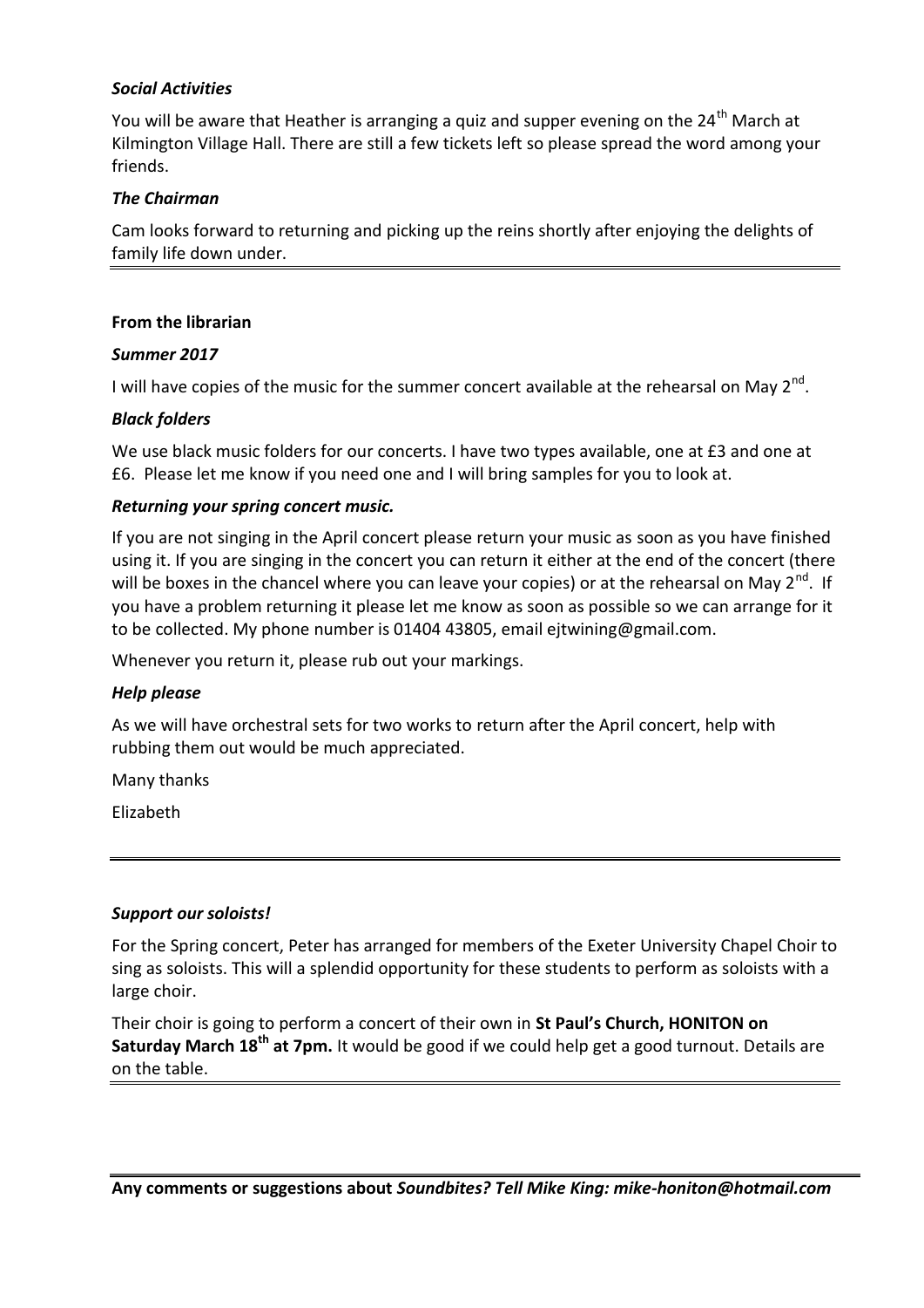### *Social Activities*

You will be aware that Heather is arranging a quiz and supper evening on the 24th March at Kilmington Village Hall. There are still a few tickets left so please spread the word among your friends.

### *The Chairman*

Cam looks forward to returning and picking up the reins shortly after enjoying the delights of family life down under.

---

## From the librarian

### *Summer 2017*

I will have copies of the music for the summer concert available at the rehearsal on May 2nd.

### *Black folders*

We use black music folders for our concerts. I have two types available, one at £3 and one at £6. Please let me know if you need one and I will bring samples for you to look at.

### *Returning your spring concert music.*

If you are not singing in the April concert please return your music as soon as you have finished using it. If you are singing in the concert you can return it either at the end of the concert (there will be boxes in the chancel where you can leave your copies) or at the rehearsal on May 2nd. If you have a problem returning it please let me know as soon as possible so we can arrange for it to be collected. My phone number is 01404 43805, email ejtwining@gmail.com.

Whenever you return it, please rub out your markings.

### *Help please*

As we will have orchestral sets for two works to return after the April concert, help with rubbing them out would be much appreciated.

Many thanks

Elizabeth

---

### *Support our soloists!*

For the Spring concert, Peter has arranged for members of the Exeter University Chapel Choir to sing as soloists. This will a splendid opportunity for these students to perform as soloists with a large choir.

Their choir is going to perform a concert of their own in **St Paul's Church, HONITON on Saturday March 18th at 7pm.** It would be good if we could help get a good turnout. Details are on the table.

---

**Any comments or suggestions about *Soundbites? Tell Mike King: mike-honiton@hotmail.com***